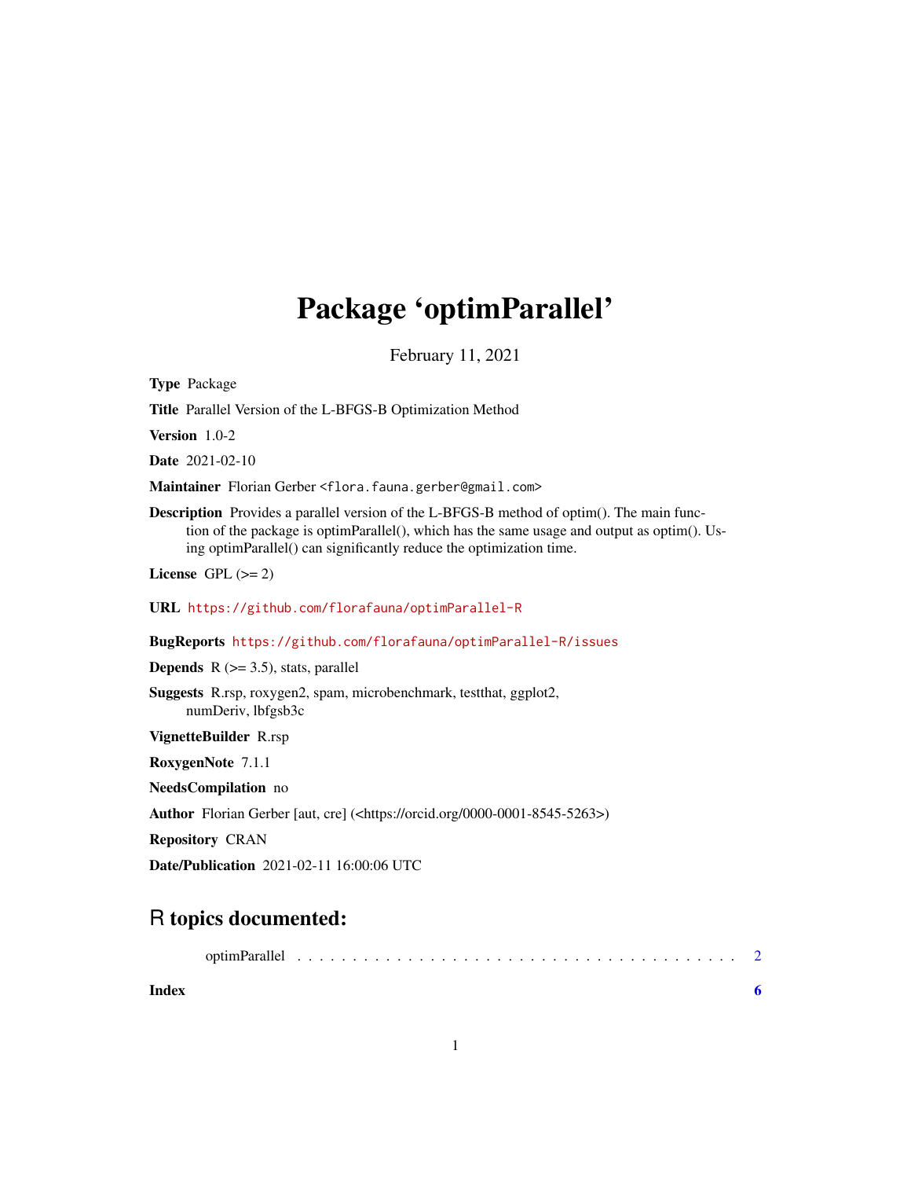# Package 'optimParallel'

February 11, 2021

**Type** Package

**Title** Parallel Version of the L-BFGS-B Optimization Method

**Version** 1.0-2

**Date** 2021-02-10

**Maintainer** Florian Gerber <flora.fauna.gerber@gmail.com>

**Description** Provides a parallel version of the L-BFGS-B method of optim(). The main function of the package is optimParallel(), which has the same usage and output as optim(). Using optimParallel() can significantly reduce the optimization time.

**License** GPL (>= 2)

**URL** https://github.com/florafauna/optimParallel-R

**BugReports** https://github.com/florafauna/optimParallel-R/issues

**Depends** R (>= 3.5), stats, parallel

**Suggests** R.rsp, roxygen2, spam, microbenchmark, testthat, ggplot2, numDeriv, lbfgsb3c

**VignetteBuilder** R.rsp

**RoxygenNote** 7.1.1

**NeedsCompilation** no

**Author** Florian Gerber [aut, cre] (<https://orcid.org/0000-0001-8545-5263>)

**Repository** CRAN

**Date/Publication** 2021-02-11 16:00:06 UTC

## R topics documented:

optimParallel . . . . . . . . . . . . . . . . . . . . . . . . . . . . . . . . . . . . . . . . 2

**Index** **6**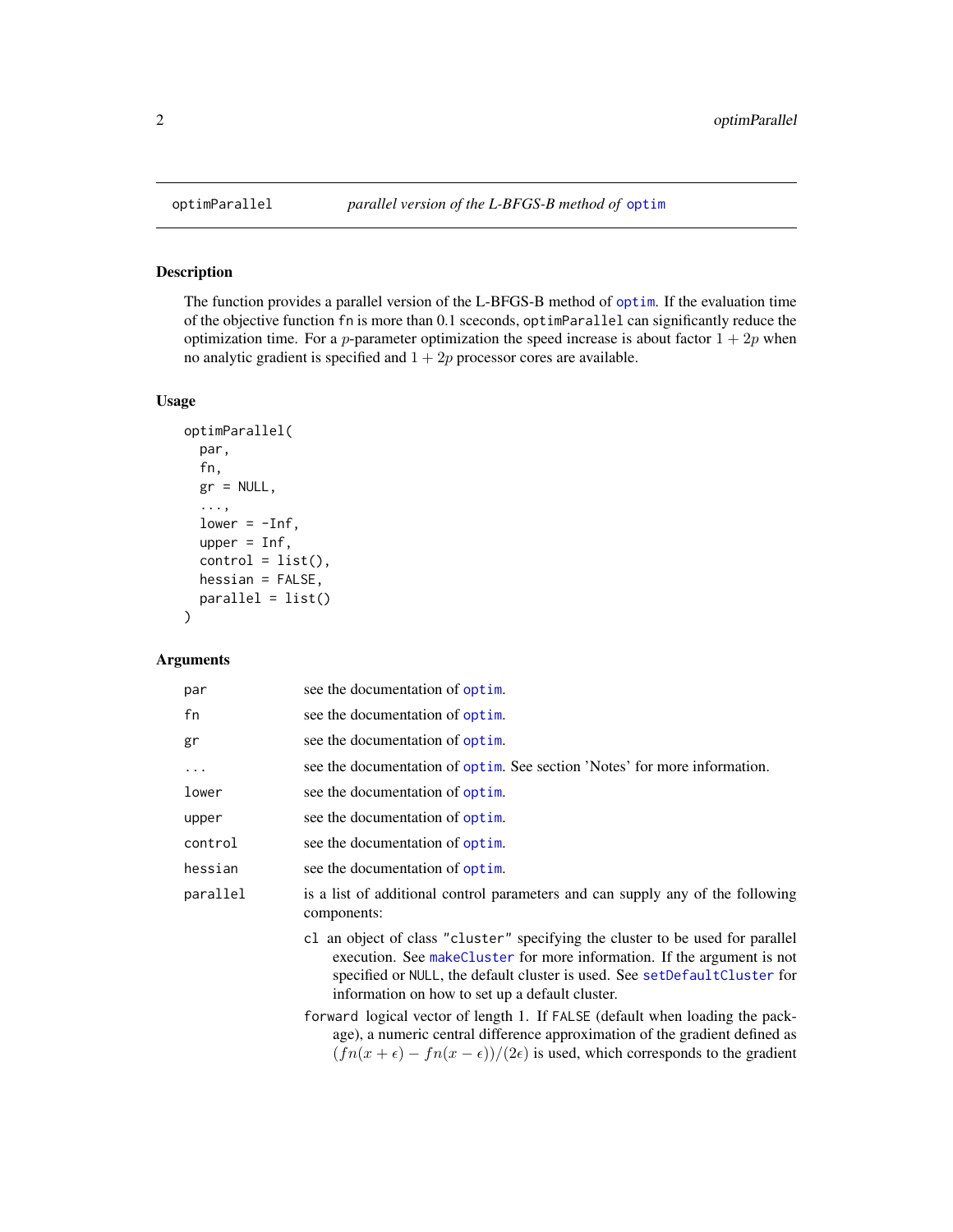## optimParallel — *parallel version of the L-BFGS-B method of* `optim`

### Description

The function provides a parallel version of the L-BFGS-B method of `optim`. If the evaluation time of the objective function `fn` is more than 0.1 sceconds, `optimParallel` can significantly reduce the optimization time. For a $p$-parameter optimization the speed increase is about factor $1 + 2p$ when no analytic gradient is specified and $1 + 2p$ processor cores are available.

### Usage

```
optimParallel(
  par,
  fn,
  gr = NULL,
  ...,
  lower = -Inf,
  upper = Inf,
  control = list(),
  hessian = FALSE,
  parallel = list()
)
```

### Arguments

| | |
|---|---|
| `par` | see the documentation of `optim`. |
| `fn` | see the documentation of `optim`. |
| `gr` | see the documentation of `optim`. |
| `...` | see the documentation of `optim`. See section 'Notes' for more information. |
| `lower` | see the documentation of `optim`. |
| `upper` | see the documentation of `optim`. |
| `control` | see the documentation of `optim`. |
| `hessian` | see the documentation of `optim`. |
| `parallel` | is a list of additional control parameters and can supply any of the following components: |

`cl` an object of class `"cluster"` specifying the cluster to be used for parallel execution. See `makeCluster` for more information. If the argument is not specified or `NULL`, the default cluster is used. See `setDefaultCluster` for information on how to set up a default cluster.

`forward` logical vector of length 1. If `FALSE` (default when loading the package), a numeric central difference approximation of the gradient defined as $(fn(x + \epsilon) - fn(x - \epsilon))/(2\epsilon)$ is used, which corresponds to the gradient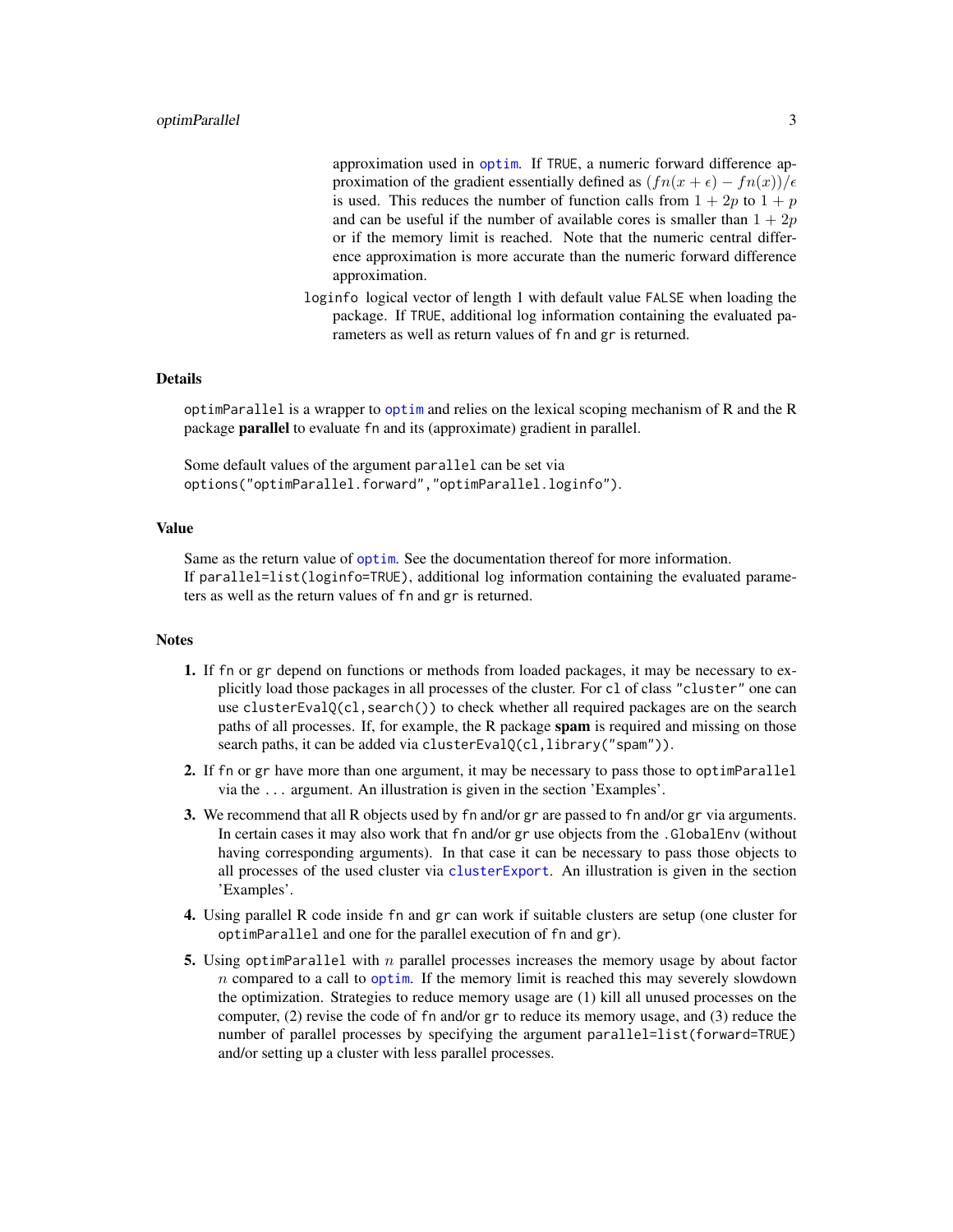approximation used in optim. If TRUE, a numeric forward difference approximation of the gradient essentially defined as $(fn(x+\epsilon)-fn(x))/\epsilon$ is used. This reduces the number of function calls from $1+2p$ to $1+p$ and can be useful if the number of available cores is smaller than $1+2p$ or if the memory limit is reached. Note that the numeric central difference approximation is more accurate than the numeric forward difference approximation.

loginfo logical vector of length 1 with default value FALSE when loading the package. If TRUE, additional log information containing the evaluated parameters as well as return values of fn and gr is returned.

## Details

optimParallel is a wrapper to optim and relies on the lexical scoping mechanism of R and the R package **parallel** to evaluate fn and its (approximate) gradient in parallel.

Some default values of the argument parallel can be set via
options("optimParallel.forward","optimParallel.loginfo").

## Value

Same as the return value of optim. See the documentation thereof for more information.
If parallel=list(loginfo=TRUE), additional log information containing the evaluated parameters as well as the return values of fn and gr is returned.

## Notes

1. If fn or gr depend on functions or methods from loaded packages, it may be necessary to explicitly load those packages in all processes of the cluster. For cl of class "cluster" one can use clusterEvalQ(cl,search()) to check whether all required packages are on the search paths of all processes. If, for example, the R package **spam** is required and missing on those search paths, it can be added via clusterEvalQ(cl,library("spam")).
2. If fn or gr have more than one argument, it may be necessary to pass those to optimParallel via the ... argument. An illustration is given in the section 'Examples'.
3. We recommend that all R objects used by fn and/or gr are passed to fn and/or gr via arguments. In certain cases it may also work that fn and/or gr use objects from the .GlobalEnv (without having corresponding arguments). In that case it can be necessary to pass those objects to all processes of the used cluster via clusterExport. An illustration is given in the section 'Examples'.
4. Using parallel R code inside fn and gr can work if suitable clusters are setup (one cluster for optimParallel and one for the parallel execution of fn and gr).
5. Using optimParallel with $n$ parallel processes increases the memory usage by about factor $n$ compared to a call to optim. If the memory limit is reached this may severely slowdown the optimization. Strategies to reduce memory usage are (1) kill all unused processes on the computer, (2) revise the code of fn and/or gr to reduce its memory usage, and (3) reduce the number of parallel processes by specifying the argument parallel=list(forward=TRUE) and/or setting up a cluster with less parallel processes.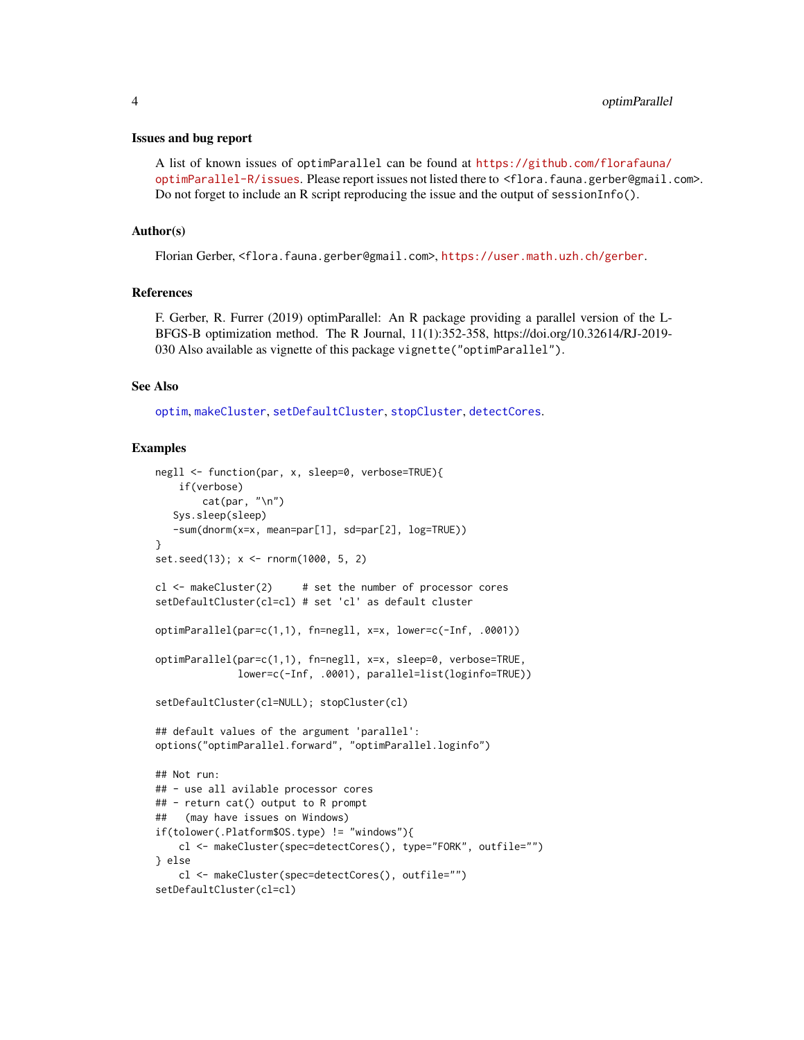### Issues and bug report

A list of known issues of optimParallel can be found at https://github.com/florafauna/optimParallel-R/issues. Please report issues not listed there to <flora.fauna.gerber@gmail.com>. Do not forget to include an R script reproducing the issue and the output of sessionInfo().

### Author(s)

Florian Gerber, <flora.fauna.gerber@gmail.com>, https://user.math.uzh.ch/gerber.

### References

F. Gerber, R. Furrer (2019) optimParallel: An R package providing a parallel version of the L-BFGS-B optimization method. The R Journal, 11(1):352-358, https://doi.org/10.32614/RJ-2019-030 Also available as vignette of this package vignette("optimParallel").

### See Also

optim, makeCluster, setDefaultCluster, stopCluster, detectCores.

### Examples

```
negll <- function(par, x, sleep=0, verbose=TRUE){
    if(verbose)
        cat(par, "\n")
   Sys.sleep(sleep)
   -sum(dnorm(x=x, mean=par[1], sd=par[2], log=TRUE))
}
set.seed(13); x <- rnorm(1000, 5, 2)

cl <- makeCluster(2)     # set the number of processor cores
setDefaultCluster(cl=cl) # set 'cl' as default cluster

optimParallel(par=c(1,1), fn=negll, x=x, lower=c(-Inf, .0001))

optimParallel(par=c(1,1), fn=negll, x=x, sleep=0, verbose=TRUE,
              lower=c(-Inf, .0001), parallel=list(loginfo=TRUE))

setDefaultCluster(cl=NULL); stopCluster(cl)

## default values of the argument 'parallel':
options("optimParallel.forward", "optimParallel.loginfo")

## Not run:
## - use all avilable processor cores
## - return cat() output to R prompt
##   (may have issues on Windows)
if(tolower(.Platform$OS.type) != "windows"){
    cl <- makeCluster(spec=detectCores(), type="FORK", outfile="")
} else
    cl <- makeCluster(spec=detectCores(), outfile="")
setDefaultCluster(cl=cl)
```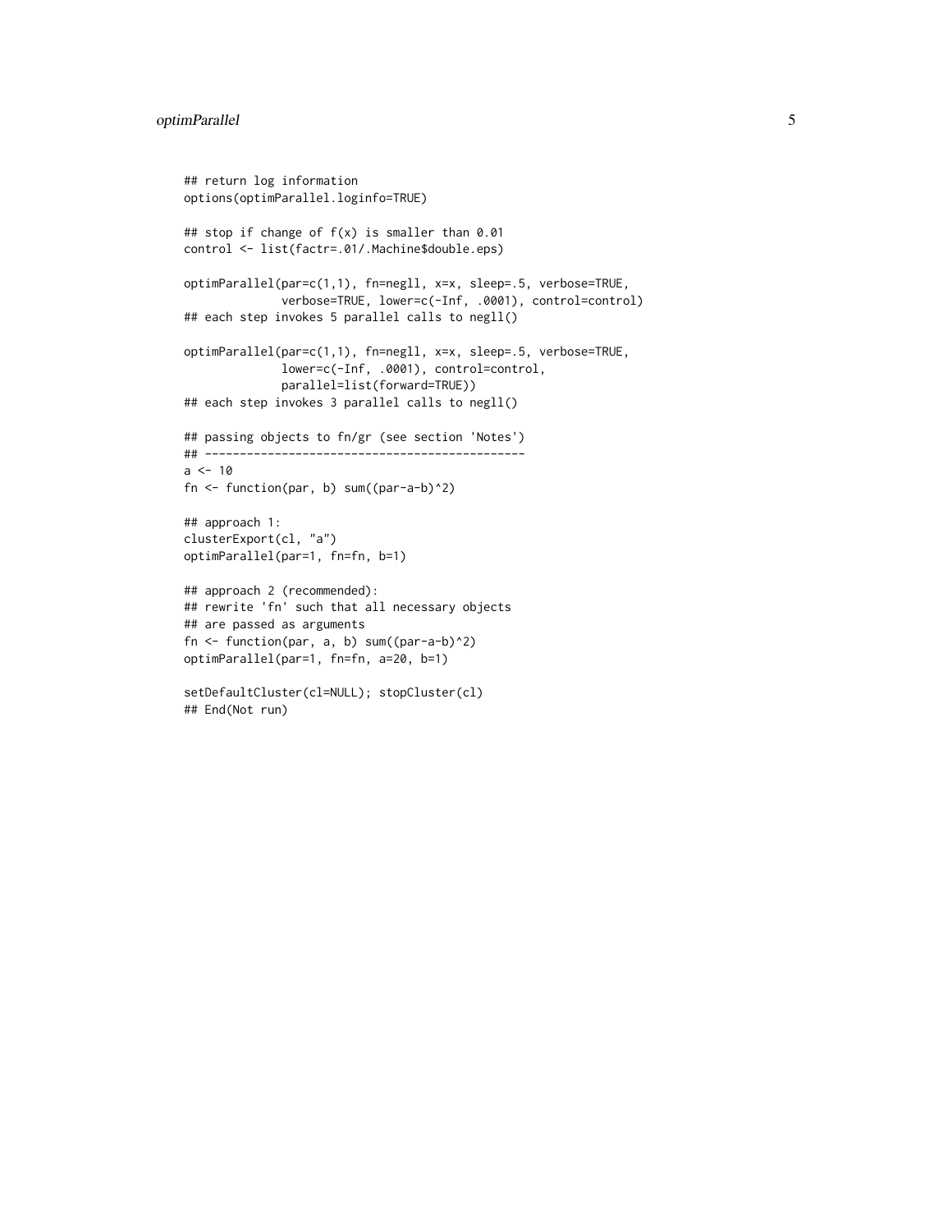```
## return log information
options(optimParallel.loginfo=TRUE)

## stop if change of f(x) is smaller than 0.01
control <- list(factr=.01/.Machine$double.eps)

optimParallel(par=c(1,1), fn=negll, x=x, sleep=.5, verbose=TRUE,
              verbose=TRUE, lower=c(-Inf, .0001), control=control)
## each step invokes 5 parallel calls to negll()

optimParallel(par=c(1,1), fn=negll, x=x, sleep=.5, verbose=TRUE,
              lower=c(-Inf, .0001), control=control,
              parallel=list(forward=TRUE))
## each step invokes 3 parallel calls to negll()

## passing objects to fn/gr (see section 'Notes')
## ---------------------------------------------
a <- 10
fn <- function(par, b) sum((par-a-b)^2)

## approach 1:
clusterExport(cl, "a")
optimParallel(par=1, fn=fn, b=1)

## approach 2 (recommended):
## rewrite 'fn' such that all necessary objects
## are passed as arguments
fn <- function(par, a, b) sum((par-a-b)^2)
optimParallel(par=1, fn=fn, a=20, b=1)

setDefaultCluster(cl=NULL); stopCluster(cl)
## End(Not run)
```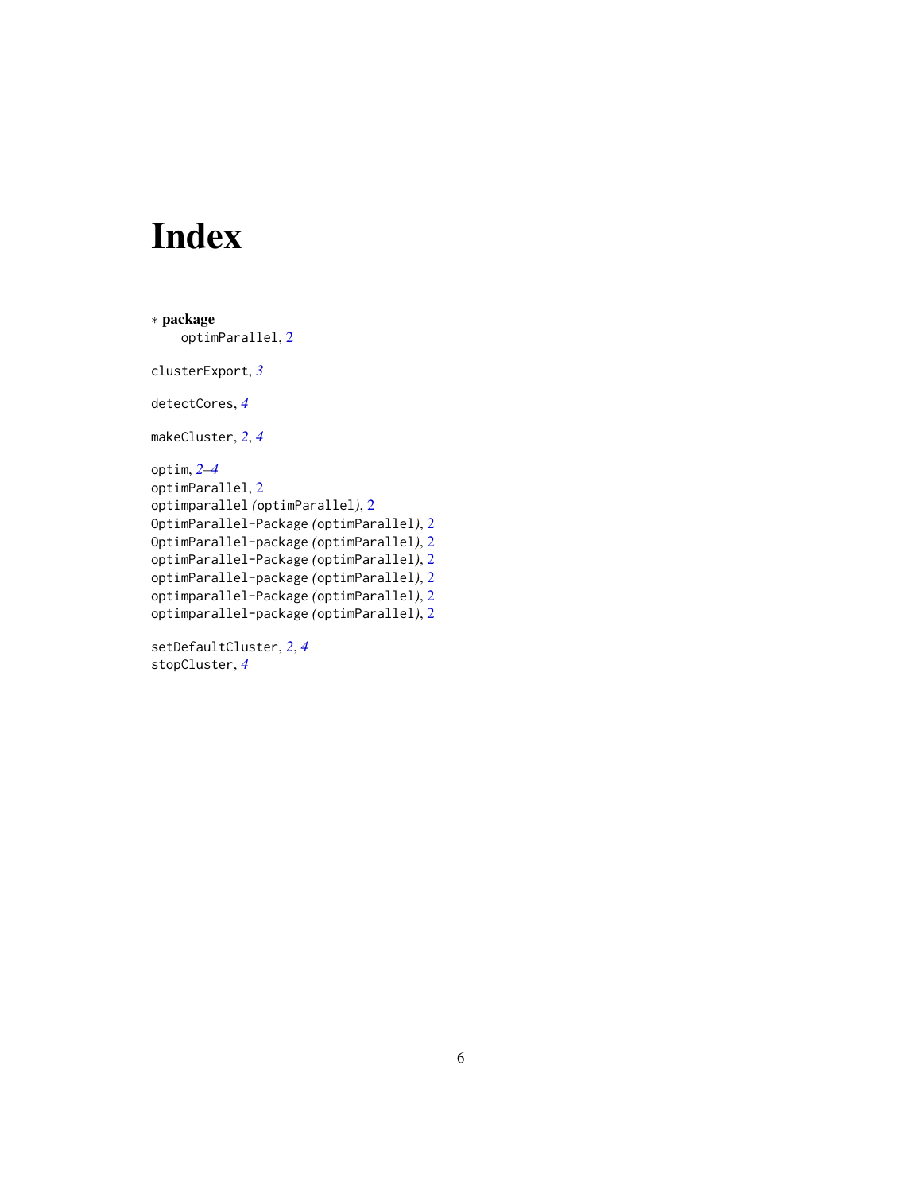# Index

∗ **package**
    optimParallel, 2

clusterExport, *3*

detectCores, *4*

makeCluster, *2*, *4*

optim, *2–4*
optimParallel, 2
optimparallel *(*optimParallel*)*, 2
OptimParallel-Package *(*optimParallel*)*, 2
OptimParallel-package *(*optimParallel*)*, 2
optimParallel-Package *(*optimParallel*)*, 2
optimParallel-package *(*optimParallel*)*, 2
optimparallel-Package *(*optimParallel*)*, 2
optimparallel-package *(*optimParallel*)*, 2

setDefaultCluster, *2*, *4*
stopCluster, *4*